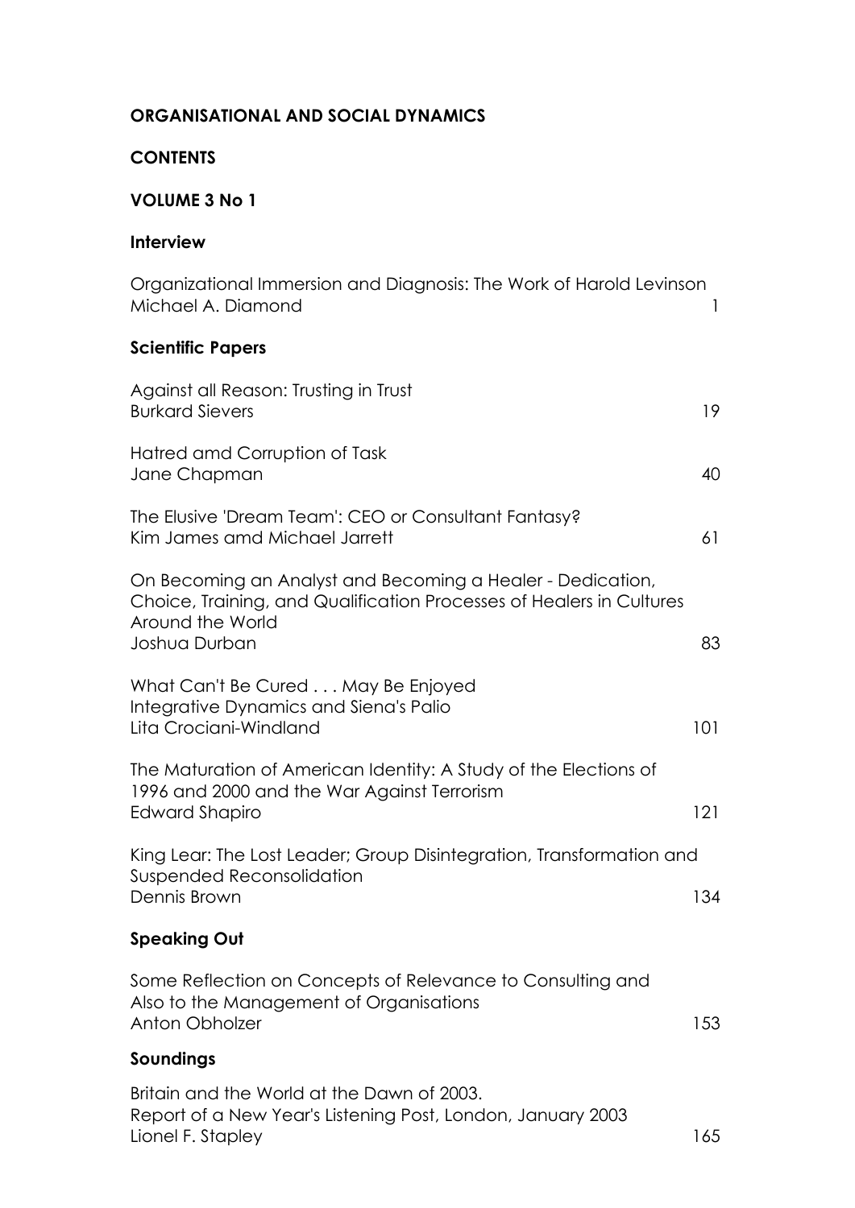**ORGANISATIONAL AND SOCIAL DYNAMICS**

**CONTENTS**

**VOLUME 3 No 1**

**Interview**

Organizational Immersion and Diagnosis: The Work of Harold Levinson
Michael A. Diamond 1

**Scientific Papers**

Against all Reason: Trusting in Trust
Burkard Sievers 19

Hatred amd Corruption of Task
Jane Chapman 40

The Elusive 'Dream Team': CEO or Consultant Fantasy?
Kim James amd Michael Jarrett 61

On Becoming an Analyst and Becoming a Healer - Dedication, Choice, Training, and Qualification Processes of Healers in Cultures Around the World
Joshua Durban 83

What Can't Be Cured . . . May Be Enjoyed
Integrative Dynamics and Siena's Palio
Lita Crociani-Windland 101

The Maturation of American Identity: A Study of the Elections of 1996 and 2000 and the War Against Terrorism
Edward Shapiro 121

King Lear: The Lost Leader; Group Disintegration, Transformation and Suspended Reconsolidation
Dennis Brown 134

**Speaking Out**

Some Reflection on Concepts of Relevance to Consulting and Also to the Management of Organisations
Anton Obholzer 153

**Soundings**

Britain and the World at the Dawn of 2003.
Report of a New Year's Listening Post, London, January 2003
Lionel F. Stapley 165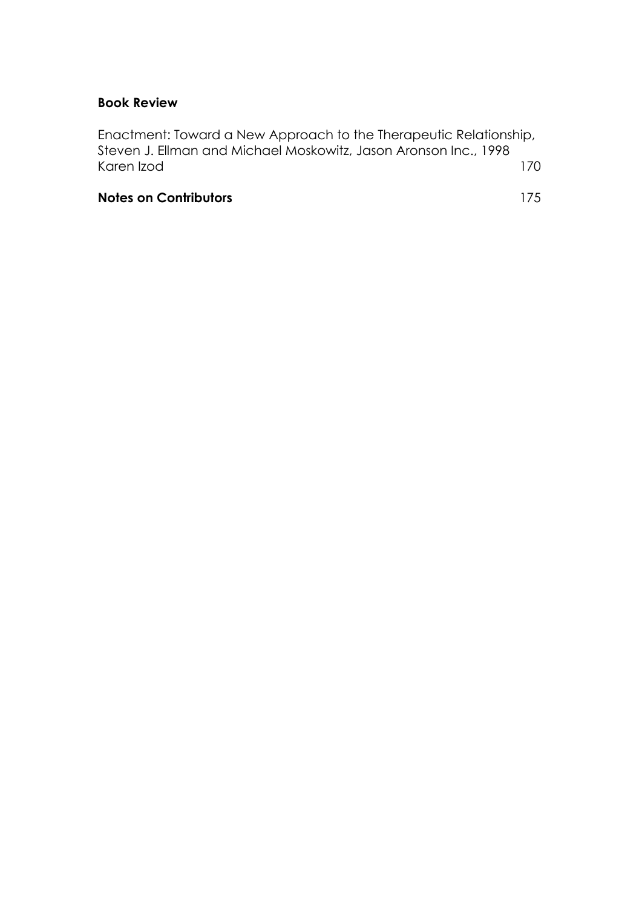**Book Review**

Enactment: Toward a New Approach to the Therapeutic Relationship, Steven J. Ellman and Michael Moskowitz, Jason Aronson Inc., 1998
Karen Izod 170

**Notes on Contributors** 175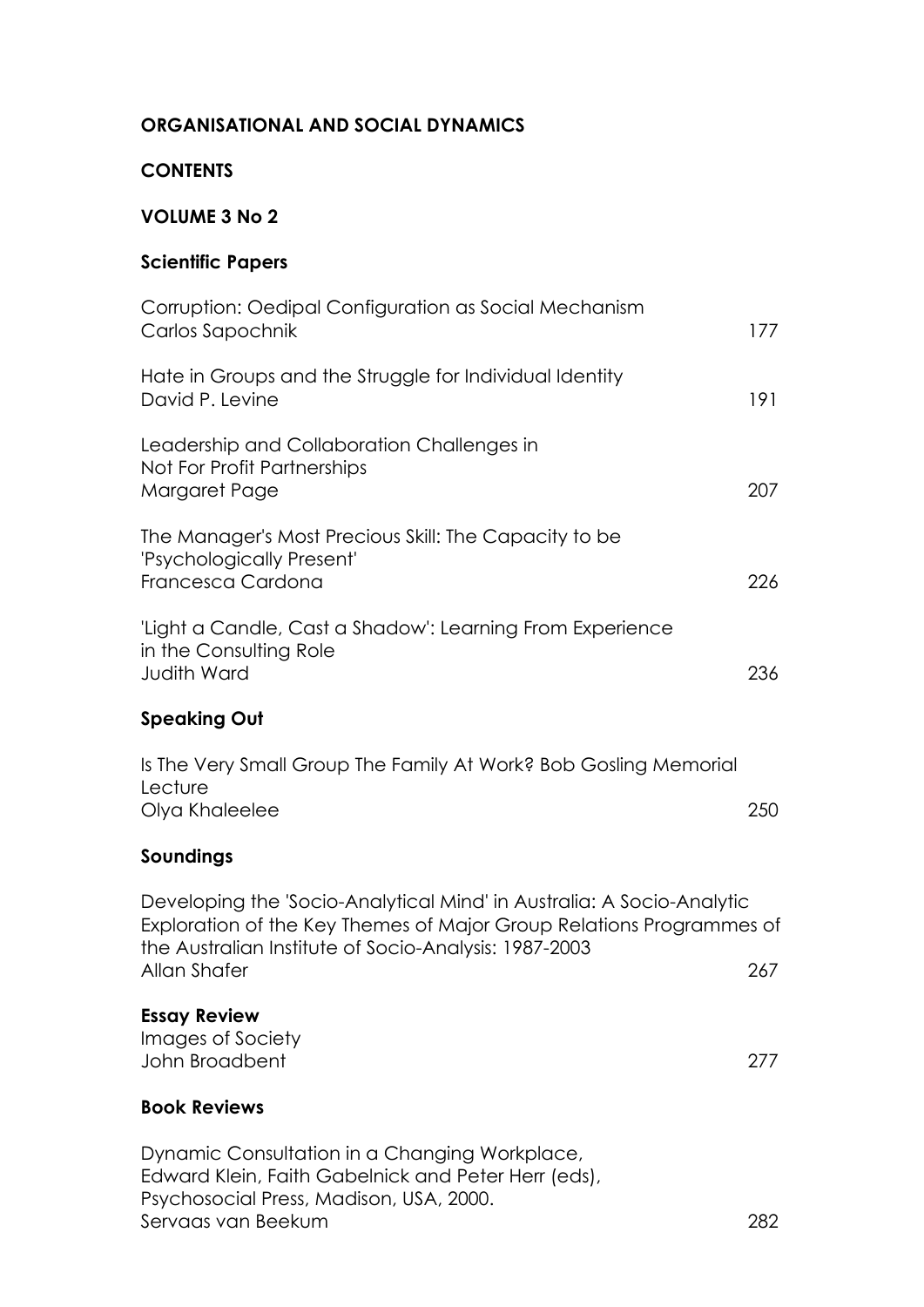**ORGANISATIONAL AND SOCIAL DYNAMICS**

**CONTENTS**

**VOLUME 3 No 2**

**Scientific Papers**

Corruption: Oedipal Configuration as Social Mechanism
Carlos Sapochnik — 177

Hate in Groups and the Struggle for Individual Identity
David P. Levine — 191

Leadership and Collaboration Challenges in
Not For Profit Partnerships
Margaret Page — 207

The Manager's Most Precious Skill: The Capacity to be
'Psychologically Present'
Francesca Cardona — 226

'Light a Candle, Cast a Shadow': Learning From Experience
in the Consulting Role
Judith Ward — 236

**Speaking Out**

Is The Very Small Group The Family At Work? Bob Gosling Memorial
Lecture
Olya Khaleelee — 250

**Soundings**

Developing the 'Socio-Analytical Mind' in Australia: A Socio-Analytic
Exploration of the Key Themes of Major Group Relations Programmes of
the Australian Institute of Socio-Analysis: 1987-2003
Allan Shafer — 267

**Essay Review**
Images of Society
John Broadbent — 277

**Book Reviews**

Dynamic Consultation in a Changing Workplace,
Edward Klein, Faith Gabelnick and Peter Herr (eds),
Psychosocial Press, Madison, USA, 2000.
Servaas van Beekum — 282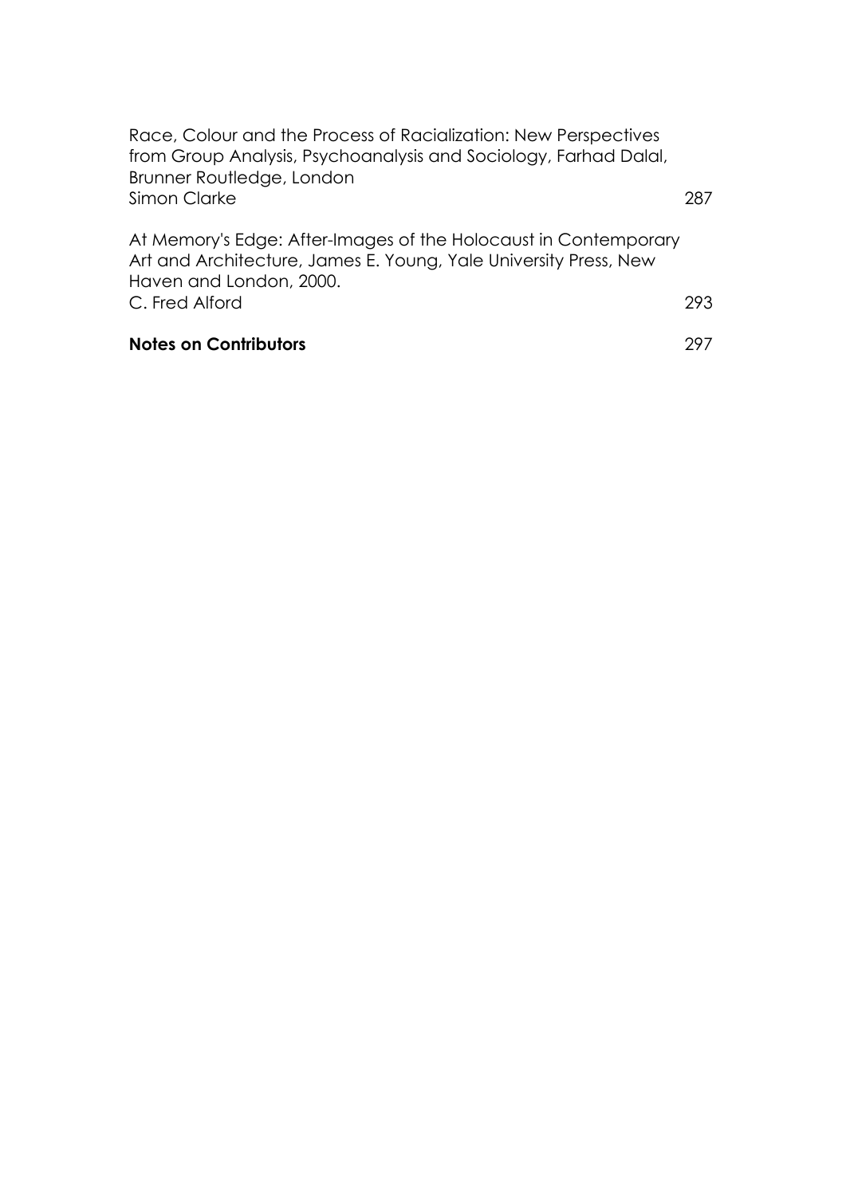Race, Colour and the Process of Racialization: New Perspectives from Group Analysis, Psychoanalysis and Sociology, Farhad Dalal, Brunner Routledge, London
Simon Clarke 287

At Memory's Edge: After-Images of the Holocaust in Contemporary Art and Architecture, James E. Young, Yale University Press, New Haven and London, 2000.
C. Fred Alford 293

**Notes on Contributors** 297